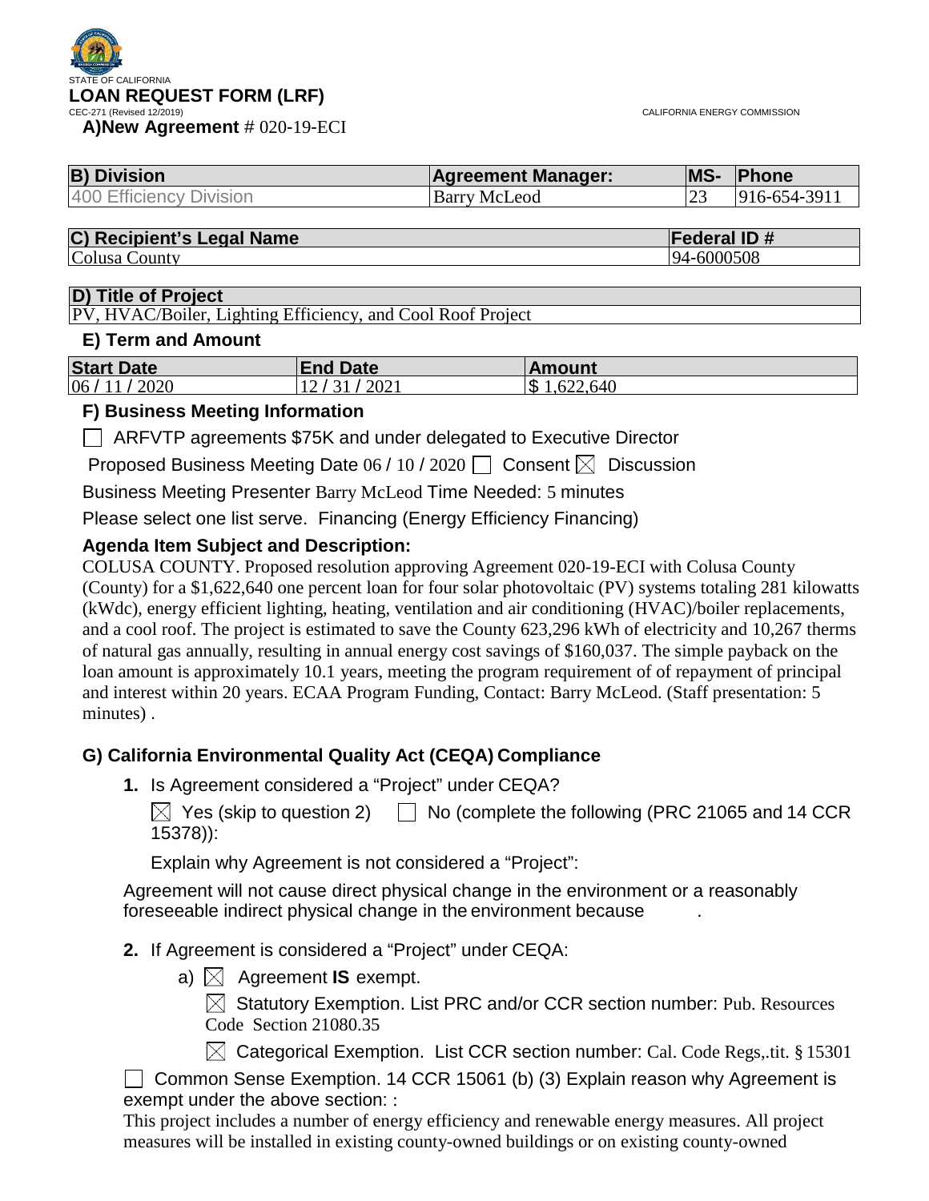STATE OF CALIFORNIA

# LOAN REQUEST FORM (LRF)

CEC-271 (Revised 12/2019)

CALIFORNIA ENERGY COMMISSION

**A)New Agreement** # 020-19-ECI

| B) Division | Agreement Manager: | MS- | Phone |
|---|---|---|---|
| 400 Efficiency Division | Barry McLeod | 23 | 916-654-3911 |

| C) Recipient's Legal Name | Federal ID # |
|---|---|
| Colusa County | 94-6000508 |

| D) Title of Project |
|---|
| PV, HVAC/Boiler, Lighting Efficiency, and Cool Roof Project |

### E) Term and Amount

| Start Date | End Date | Amount |
|---|---|---|
| 06 / 11 / 2020 | 12 / 31 / 2021 | $ 1,622,640 |

### F) Business Meeting Information

☐ ARFVTP agreements $75K and under delegated to Executive Director

Proposed Business Meeting Date 06 / 10 / 2020 ☐ Consent ☒ Discussion

Business Meeting Presenter Barry McLeod Time Needed: 5 minutes

Please select one list serve. Financing (Energy Efficiency Financing)

### Agenda Item Subject and Description:

COLUSA COUNTY. Proposed resolution approving Agreement 020-19-ECI with Colusa County (County) for a $1,622,640 one percent loan for four solar photovoltaic (PV) systems totaling 281 kilowatts (kWdc), energy efficient lighting, heating, ventilation and air conditioning (HVAC)/boiler replacements, and a cool roof. The project is estimated to save the County 623,296 kWh of electricity and 10,267 therms of natural gas annually, resulting in annual energy cost savings of $160,037. The simple payback on the loan amount is approximately 10.1 years, meeting the program requirement of of repayment of principal and interest within 20 years. ECAA Program Funding, Contact: Barry McLeod. (Staff presentation: 5 minutes) .

### G) California Environmental Quality Act (CEQA) Compliance

**1.** Is Agreement considered a "Project" under CEQA?

☒ Yes (skip to question 2) ☐ No (complete the following (PRC 21065 and 14 CCR 15378)):

Explain why Agreement is not considered a "Project":

Agreement will not cause direct physical change in the environment or a reasonably foreseeable indirect physical change in the environment because .

**2.** If Agreement is considered a "Project" under CEQA:

a) ☒ Agreement **IS** exempt.

☒ Statutory Exemption. List PRC and/or CCR section number: Pub. Resources Code Section 21080.35

☒ Categorical Exemption. List CCR section number: Cal. Code Regs,.tit. § 15301

☐ Common Sense Exemption. 14 CCR 15061 (b) (3) Explain reason why Agreement is exempt under the above section: :

This project includes a number of energy efficiency and renewable energy measures. All project measures will be installed in existing county-owned buildings or on existing county-owned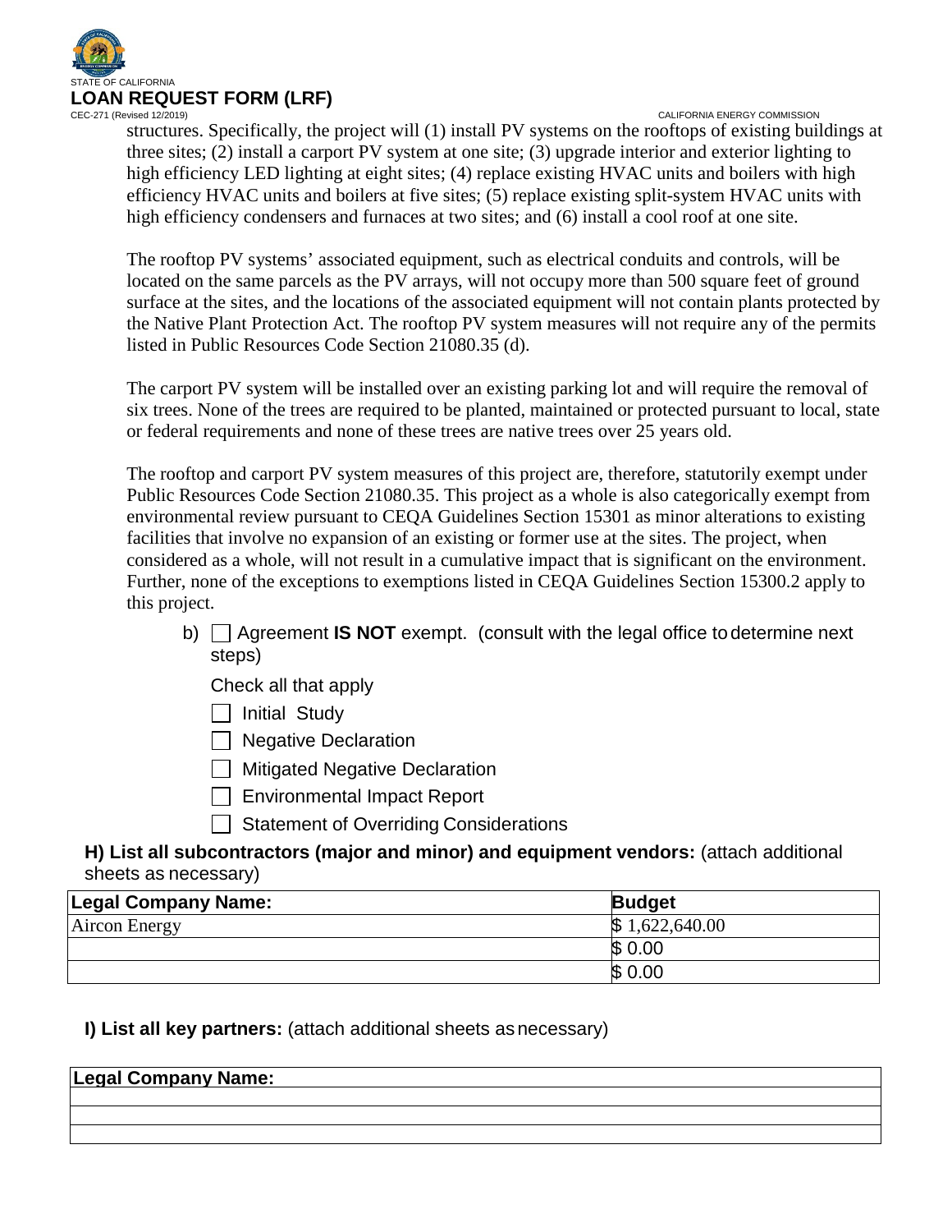structures. Specifically, the project will (1) install PV systems on the rooftops of existing buildings at three sites; (2) install a carport PV system at one site; (3) upgrade interior and exterior lighting to high efficiency LED lighting at eight sites; (4) replace existing HVAC units and boilers with high efficiency HVAC units and boilers at five sites; (5) replace existing split-system HVAC units with high efficiency condensers and furnaces at two sites; and (6) install a cool roof at one site.

The rooftop PV systems' associated equipment, such as electrical conduits and controls, will be located on the same parcels as the PV arrays, will not occupy more than 500 square feet of ground surface at the sites, and the locations of the associated equipment will not contain plants protected by the Native Plant Protection Act. The rooftop PV system measures will not require any of the permits listed in Public Resources Code Section 21080.35 (d).

The carport PV system will be installed over an existing parking lot and will require the removal of six trees. None of the trees are required to be planted, maintained or protected pursuant to local, state or federal requirements and none of these trees are native trees over 25 years old.

The rooftop and carport PV system measures of this project are, therefore, statutorily exempt under Public Resources Code Section 21080.35. This project as a whole is also categorically exempt from environmental review pursuant to CEQA Guidelines Section 15301 as minor alterations to existing facilities that involve no expansion of an existing or former use at the sites. The project, when considered as a whole, will not result in a cumulative impact that is significant on the environment. Further, none of the exceptions to exemptions listed in CEQA Guidelines Section 15300.2 apply to this project.

b) ☐ Agreement **IS NOT** exempt. (consult with the legal office to determine next steps)

Check all that apply

- ☐ Initial Study
- ☐ Negative Declaration
- ☐ Mitigated Negative Declaration
- ☐ Environmental Impact Report
- ☐ Statement of Overriding Considerations

**H) List all subcontractors (major and minor) and equipment vendors:** (attach additional sheets as necessary)

| Legal Company Name: | Budget |
|---|---|
| Aircon Energy | $ 1,622,640.00 |
| | $ 0.00 |
| | $ 0.00 |

**I) List all key partners:** (attach additional sheets as necessary)

| Legal Company Name: |
|---|
| |
| |
| |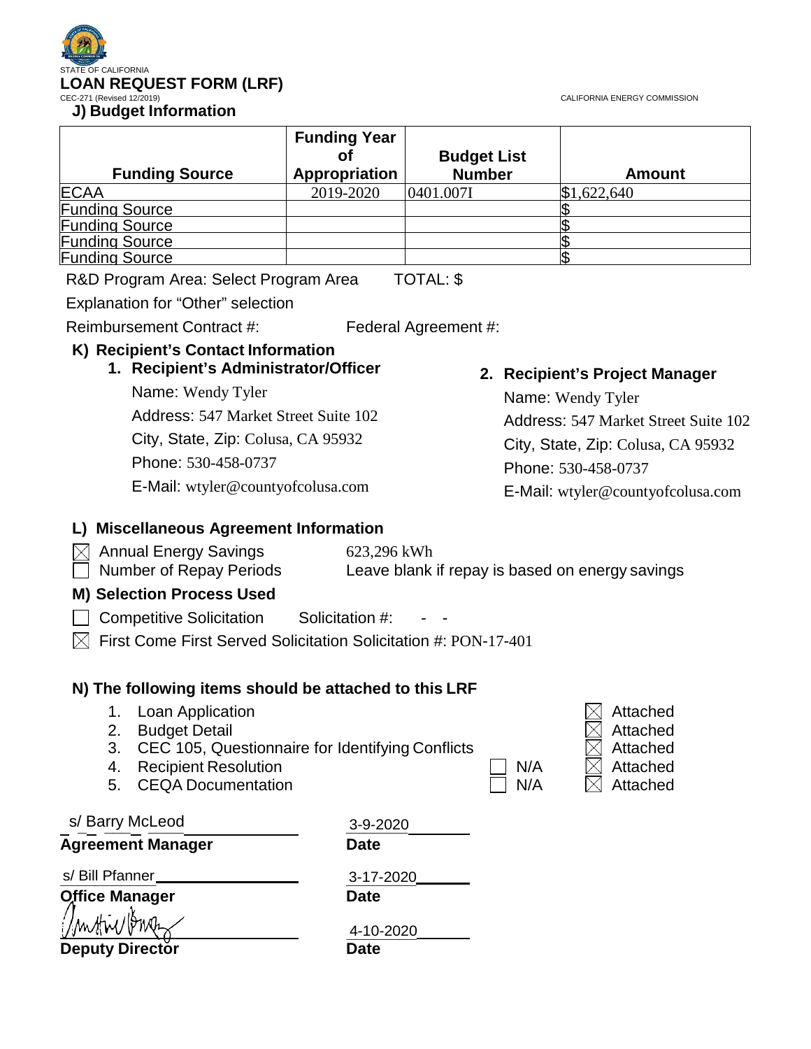STATE OF CALIFORNIA

# LOAN REQUEST FORM (LRF)

CEC-271 (Revised 12/2019)

CALIFORNIA ENERGY COMMISSION

## J) Budget Information

| Funding Source | Funding Year of Appropriation | Budget List Number | Amount |
|---|---|---|---|
| ECAA | 2019-2020 | 0401.007I | $1,622,640 |
| Funding Source | | | $ |
| Funding Source | | | $ |
| Funding Source | | | $ |
| Funding Source | | | $ |

R&D Program Area: Select Program Area TOTAL: $

Explanation for "Other" selection

Reimbursement Contract #: Federal Agreement #:

## K) Recipient's Contact Information

### 1. Recipient's Administrator/Officer

Name: Wendy Tyler

Address: 547 Market Street Suite 102

City, State, Zip: Colusa, CA 95932

Phone: 530-458-0737

E-Mail: wtyler@countyofcolusa.com

### 2. Recipient's Project Manager

Name: Wendy Tyler

Address: 547 Market Street Suite 102

City, State, Zip: Colusa, CA 95932

Phone: 530-458-0737

E-Mail: wtyler@countyofcolusa.com

## L) Miscellaneous Agreement Information

☒ Annual Energy Savings 623,296 kWh

☐ Number of Repay Periods Leave blank if repay is based on energy savings

## M) Selection Process Used

☐ Competitive Solicitation Solicitation #: - -

☒ First Come First Served Solicitation Solicitation #: PON-17-401

## N) The following items should be attached to this LRF

1. Loan Application ☒ Attached
2. Budget Detail ☒ Attached
3. CEC 105, Questionnaire for Identifying Conflicts ☒ Attached
4. Recipient Resolution ☐ N/A ☒ Attached
5. CEQA Documentation ☐ N/A ☒ Attached

s/ Barry McLeod — 3-9-2020

**Agreement Manager** — **Date**

s/ Bill Pfanner — 3-17-2020

**Office Manager** — **Date**

[Signature] — 4-10-2020

**Deputy Director** — **Date**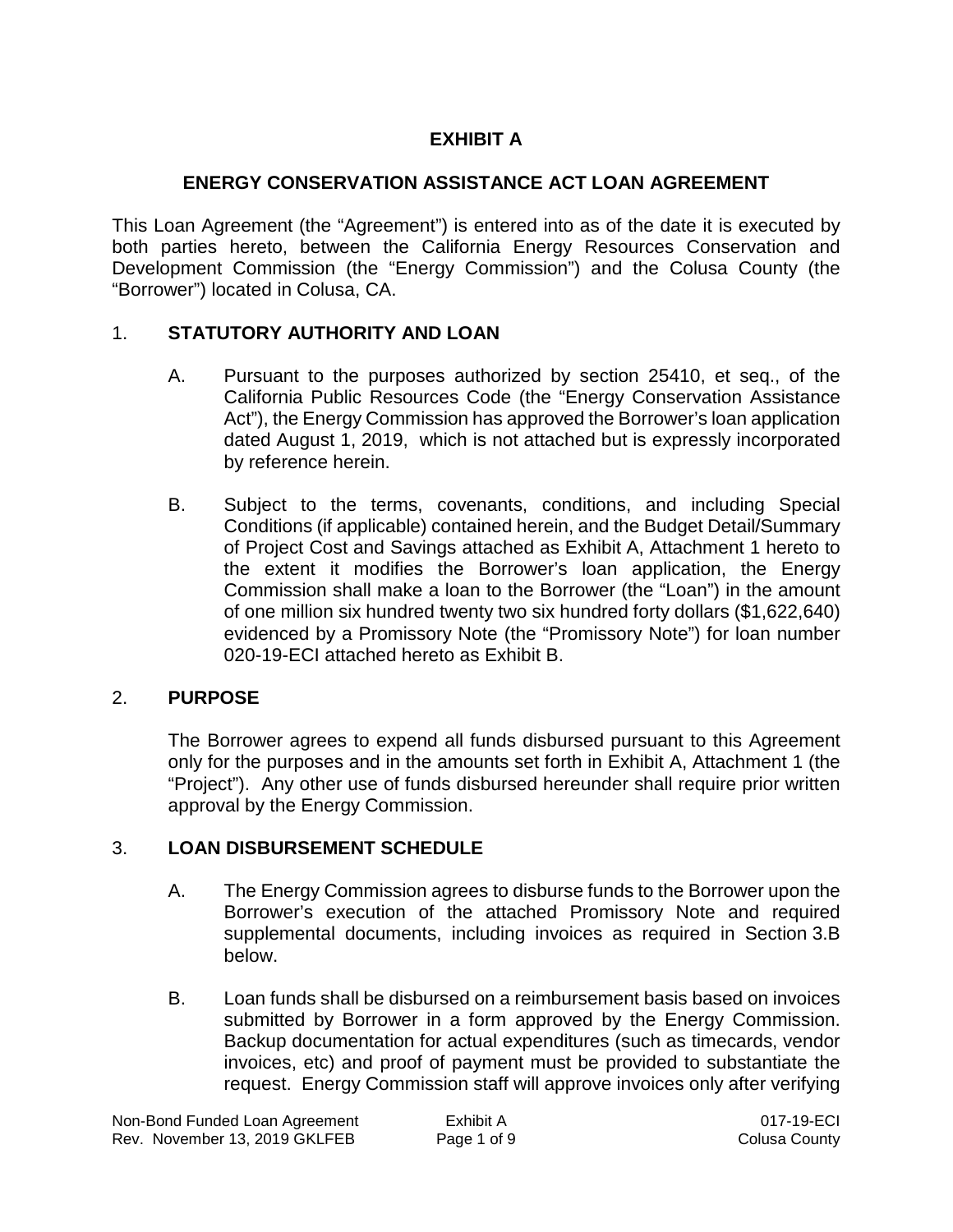# EXHIBIT A

## ENERGY CONSERVATION ASSISTANCE ACT LOAN AGREEMENT

This Loan Agreement (the "Agreement") is entered into as of the date it is executed by both parties hereto, between the California Energy Resources Conservation and Development Commission (the "Energy Commission") and the Colusa County (the "Borrower") located in Colusa, CA.

1. **STATUTORY AUTHORITY AND LOAN**

   A. Pursuant to the purposes authorized by section 25410, et seq., of the California Public Resources Code (the "Energy Conservation Assistance Act"), the Energy Commission has approved the Borrower's loan application dated August 1, 2019, which is not attached but is expressly incorporated by reference herein.

   B. Subject to the terms, covenants, conditions, and including Special Conditions (if applicable) contained herein, and the Budget Detail/Summary of Project Cost and Savings attached as Exhibit A, Attachment 1 hereto to the extent it modifies the Borrower's loan application, the Energy Commission shall make a loan to the Borrower (the "Loan") in the amount of one million six hundred twenty two six hundred forty dollars ($1,622,640) evidenced by a Promissory Note (the "Promissory Note") for loan number 020-19-ECI attached hereto as Exhibit B.

2. **PURPOSE**

   The Borrower agrees to expend all funds disbursed pursuant to this Agreement only for the purposes and in the amounts set forth in Exhibit A, Attachment 1 (the "Project"). Any other use of funds disbursed hereunder shall require prior written approval by the Energy Commission.

3. **LOAN DISBURSEMENT SCHEDULE**

   A. The Energy Commission agrees to disburse funds to the Borrower upon the Borrower's execution of the attached Promissory Note and required supplemental documents, including invoices as required in Section 3.B below.

   B. Loan funds shall be disbursed on a reimbursement basis based on invoices submitted by Borrower in a form approved by the Energy Commission. Backup documentation for actual expenditures (such as timecards, vendor invoices, etc) and proof of payment must be provided to substantiate the request. Energy Commission staff will approve invoices only after verifying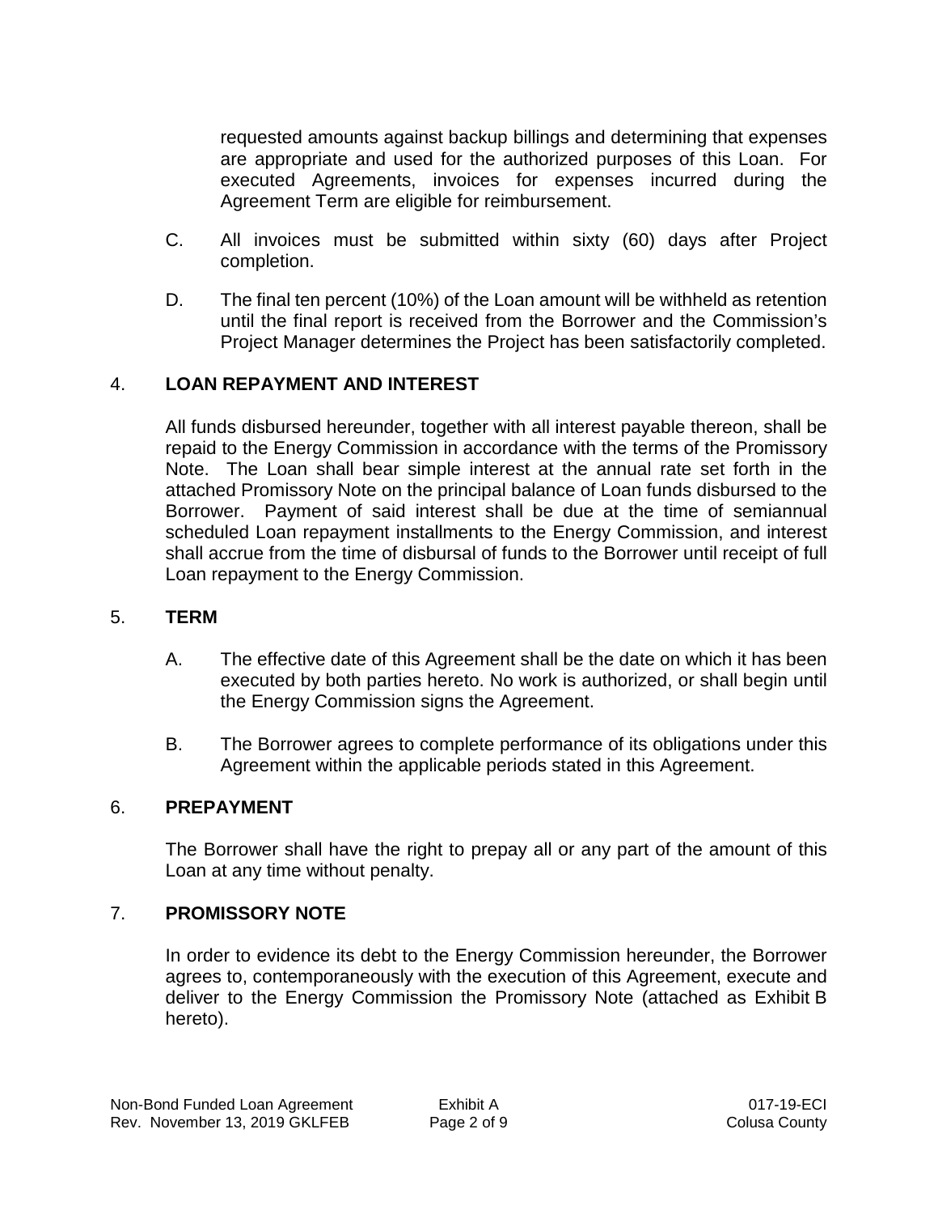requested amounts against backup billings and determining that expenses are appropriate and used for the authorized purposes of this Loan. For executed Agreements, invoices for expenses incurred during the Agreement Term are eligible for reimbursement.

C. All invoices must be submitted within sixty (60) days after Project completion.

D. The final ten percent (10%) of the Loan amount will be withheld as retention until the final report is received from the Borrower and the Commission's Project Manager determines the Project has been satisfactorily completed.

## 4. LOAN REPAYMENT AND INTEREST

All funds disbursed hereunder, together with all interest payable thereon, shall be repaid to the Energy Commission in accordance with the terms of the Promissory Note. The Loan shall bear simple interest at the annual rate set forth in the attached Promissory Note on the principal balance of Loan funds disbursed to the Borrower. Payment of said interest shall be due at the time of semiannual scheduled Loan repayment installments to the Energy Commission, and interest shall accrue from the time of disbursal of funds to the Borrower until receipt of full Loan repayment to the Energy Commission.

## 5. TERM

A. The effective date of this Agreement shall be the date on which it has been executed by both parties hereto. No work is authorized, or shall begin until the Energy Commission signs the Agreement.

B. The Borrower agrees to complete performance of its obligations under this Agreement within the applicable periods stated in this Agreement.

## 6. PREPAYMENT

The Borrower shall have the right to prepay all or any part of the amount of this Loan at any time without penalty.

## 7. PROMISSORY NOTE

In order to evidence its debt to the Energy Commission hereunder, the Borrower agrees to, contemporaneously with the execution of this Agreement, execute and deliver to the Energy Commission the Promissory Note (attached as Exhibit B hereto).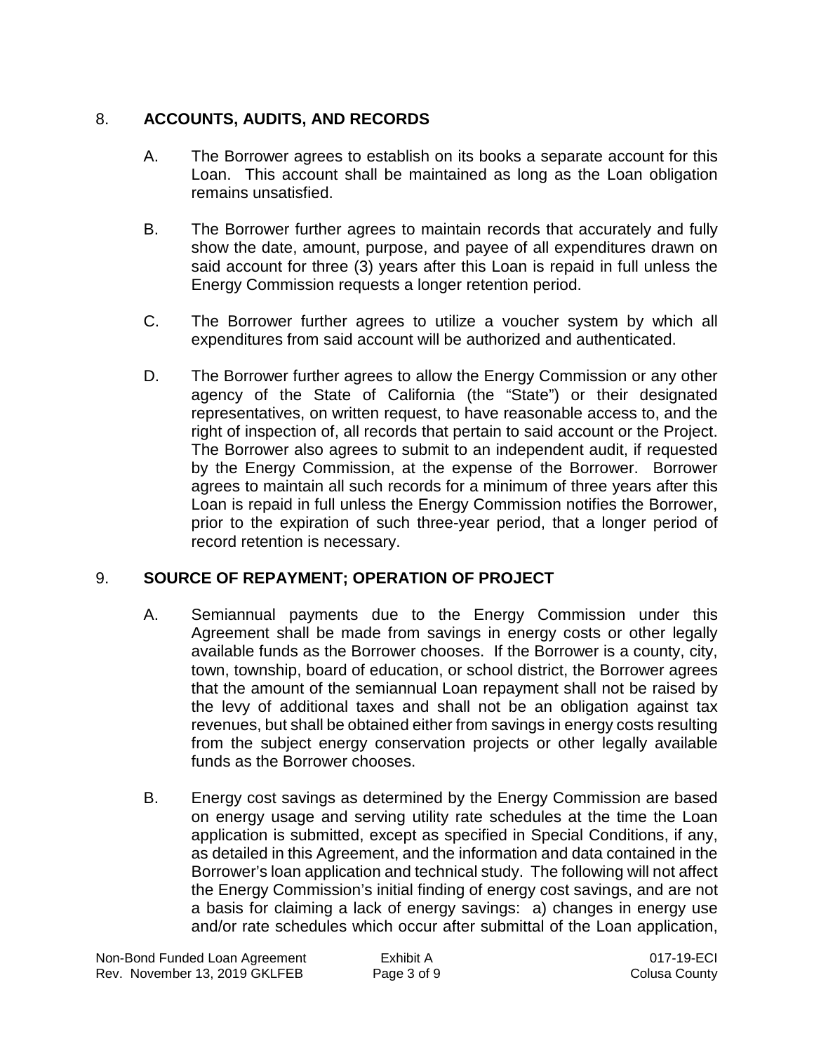## 8. **ACCOUNTS, AUDITS, AND RECORDS**

A. The Borrower agrees to establish on its books a separate account for this Loan. This account shall be maintained as long as the Loan obligation remains unsatisfied.

B. The Borrower further agrees to maintain records that accurately and fully show the date, amount, purpose, and payee of all expenditures drawn on said account for three (3) years after this Loan is repaid in full unless the Energy Commission requests a longer retention period.

C. The Borrower further agrees to utilize a voucher system by which all expenditures from said account will be authorized and authenticated.

D. The Borrower further agrees to allow the Energy Commission or any other agency of the State of California (the "State") or their designated representatives, on written request, to have reasonable access to, and the right of inspection of, all records that pertain to said account or the Project. The Borrower also agrees to submit to an independent audit, if requested by the Energy Commission, at the expense of the Borrower. Borrower agrees to maintain all such records for a minimum of three years after this Loan is repaid in full unless the Energy Commission notifies the Borrower, prior to the expiration of such three-year period, that a longer period of record retention is necessary.

## 9. **SOURCE OF REPAYMENT; OPERATION OF PROJECT**

A. Semiannual payments due to the Energy Commission under this Agreement shall be made from savings in energy costs or other legally available funds as the Borrower chooses. If the Borrower is a county, city, town, township, board of education, or school district, the Borrower agrees that the amount of the semiannual Loan repayment shall not be raised by the levy of additional taxes and shall not be an obligation against tax revenues, but shall be obtained either from savings in energy costs resulting from the subject energy conservation projects or other legally available funds as the Borrower chooses.

B. Energy cost savings as determined by the Energy Commission are based on energy usage and serving utility rate schedules at the time the Loan application is submitted, except as specified in Special Conditions, if any, as detailed in this Agreement, and the information and data contained in the Borrower's loan application and technical study. The following will not affect the Energy Commission's initial finding of energy cost savings, and are not a basis for claiming a lack of energy savings: a) changes in energy use and/or rate schedules which occur after submittal of the Loan application,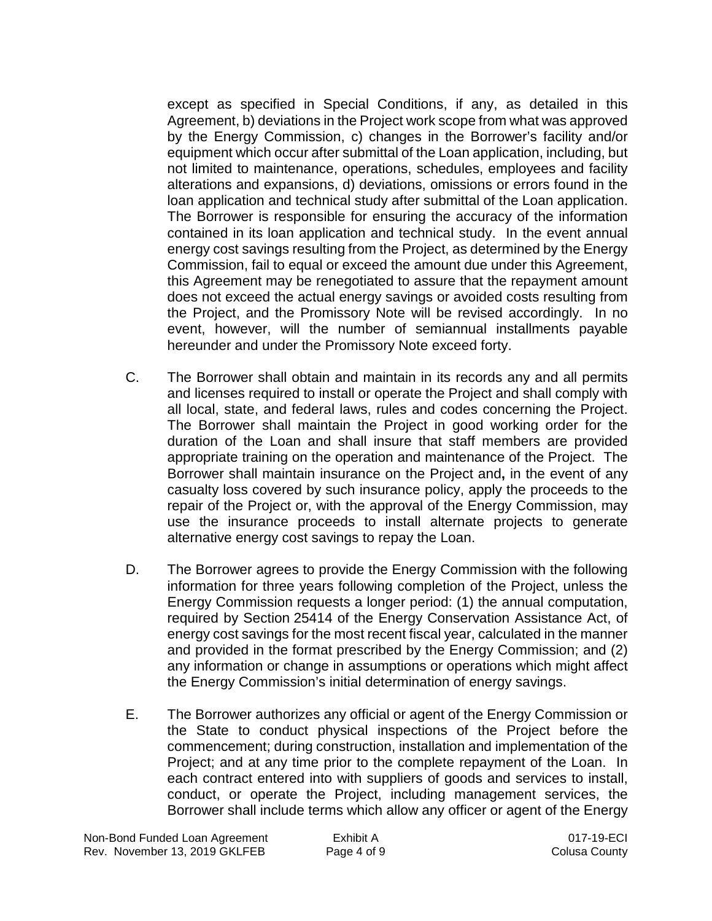except as specified in Special Conditions, if any, as detailed in this Agreement, b) deviations in the Project work scope from what was approved by the Energy Commission, c) changes in the Borrower's facility and/or equipment which occur after submittal of the Loan application, including, but not limited to maintenance, operations, schedules, employees and facility alterations and expansions, d) deviations, omissions or errors found in the loan application and technical study after submittal of the Loan application. The Borrower is responsible for ensuring the accuracy of the information contained in its loan application and technical study. In the event annual energy cost savings resulting from the Project, as determined by the Energy Commission, fail to equal or exceed the amount due under this Agreement, this Agreement may be renegotiated to assure that the repayment amount does not exceed the actual energy savings or avoided costs resulting from the Project, and the Promissory Note will be revised accordingly. In no event, however, will the number of semiannual installments payable hereunder and under the Promissory Note exceed forty.

C. The Borrower shall obtain and maintain in its records any and all permits and licenses required to install or operate the Project and shall comply with all local, state, and federal laws, rules and codes concerning the Project. The Borrower shall maintain the Project in good working order for the duration of the Loan and shall insure that staff members are provided appropriate training on the operation and maintenance of the Project. The Borrower shall maintain insurance on the Project and**,** in the event of any casualty loss covered by such insurance policy, apply the proceeds to the repair of the Project or, with the approval of the Energy Commission, may use the insurance proceeds to install alternate projects to generate alternative energy cost savings to repay the Loan.

D. The Borrower agrees to provide the Energy Commission with the following information for three years following completion of the Project, unless the Energy Commission requests a longer period: (1) the annual computation, required by Section 25414 of the Energy Conservation Assistance Act, of energy cost savings for the most recent fiscal year, calculated in the manner and provided in the format prescribed by the Energy Commission; and (2) any information or change in assumptions or operations which might affect the Energy Commission's initial determination of energy savings.

E. The Borrower authorizes any official or agent of the Energy Commission or the State to conduct physical inspections of the Project before the commencement; during construction, installation and implementation of the Project; and at any time prior to the complete repayment of the Loan. In each contract entered into with suppliers of goods and services to install, conduct, or operate the Project, including management services, the Borrower shall include terms which allow any officer or agent of the Energy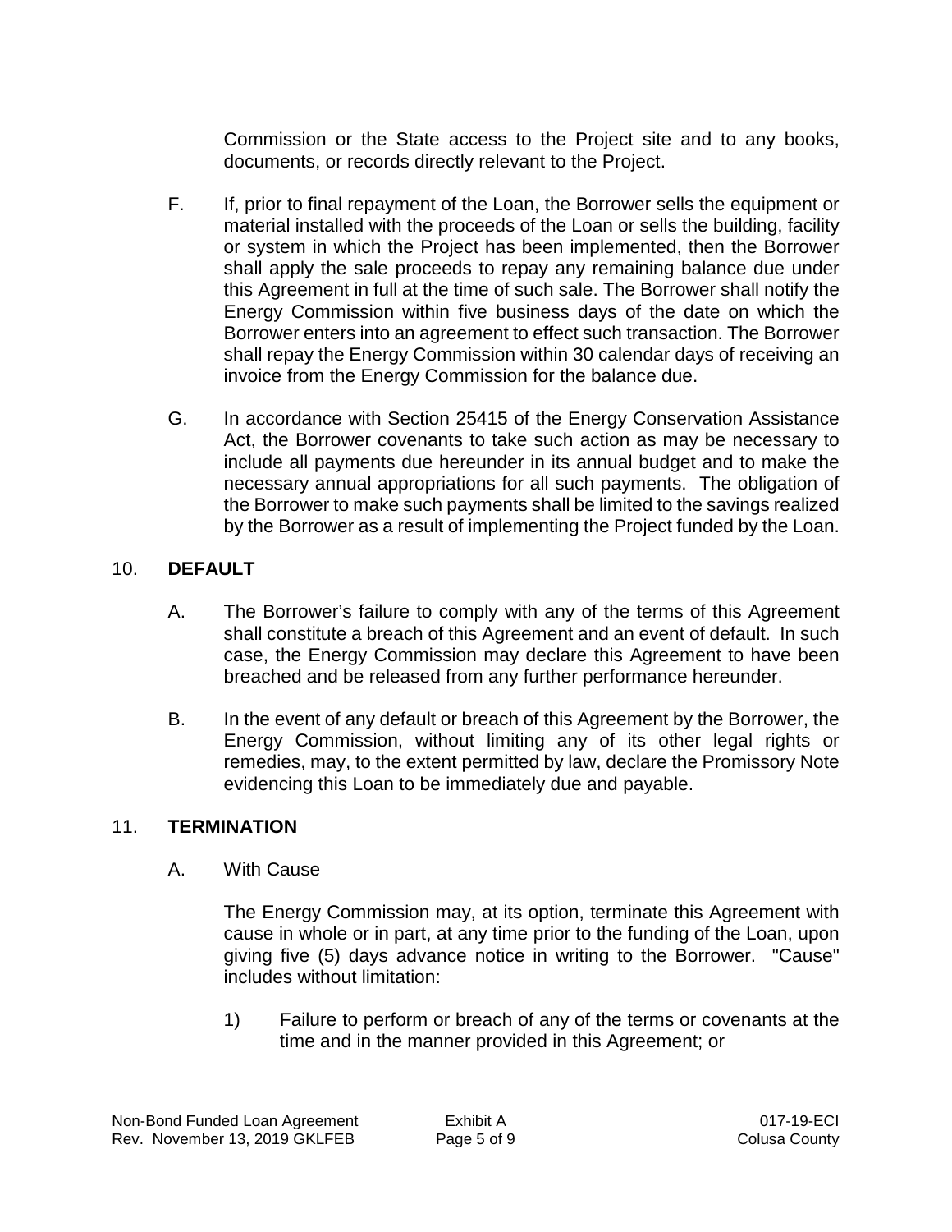Commission or the State access to the Project site and to any books, documents, or records directly relevant to the Project.

F. If, prior to final repayment of the Loan, the Borrower sells the equipment or material installed with the proceeds of the Loan or sells the building, facility or system in which the Project has been implemented, then the Borrower shall apply the sale proceeds to repay any remaining balance due under this Agreement in full at the time of such sale. The Borrower shall notify the Energy Commission within five business days of the date on which the Borrower enters into an agreement to effect such transaction. The Borrower shall repay the Energy Commission within 30 calendar days of receiving an invoice from the Energy Commission for the balance due.

G. In accordance with Section 25415 of the Energy Conservation Assistance Act, the Borrower covenants to take such action as may be necessary to include all payments due hereunder in its annual budget and to make the necessary annual appropriations for all such payments. The obligation of the Borrower to make such payments shall be limited to the savings realized by the Borrower as a result of implementing the Project funded by the Loan.

## 10. **DEFAULT**

A. The Borrower's failure to comply with any of the terms of this Agreement shall constitute a breach of this Agreement and an event of default. In such case, the Energy Commission may declare this Agreement to have been breached and be released from any further performance hereunder.

B. In the event of any default or breach of this Agreement by the Borrower, the Energy Commission, without limiting any of its other legal rights or remedies, may, to the extent permitted by law, declare the Promissory Note evidencing this Loan to be immediately due and payable.

## 11. **TERMINATION**

A. With Cause

The Energy Commission may, at its option, terminate this Agreement with cause in whole or in part, at any time prior to the funding of the Loan, upon giving five (5) days advance notice in writing to the Borrower. "Cause" includes without limitation:

1) Failure to perform or breach of any of the terms or covenants at the time and in the manner provided in this Agreement; or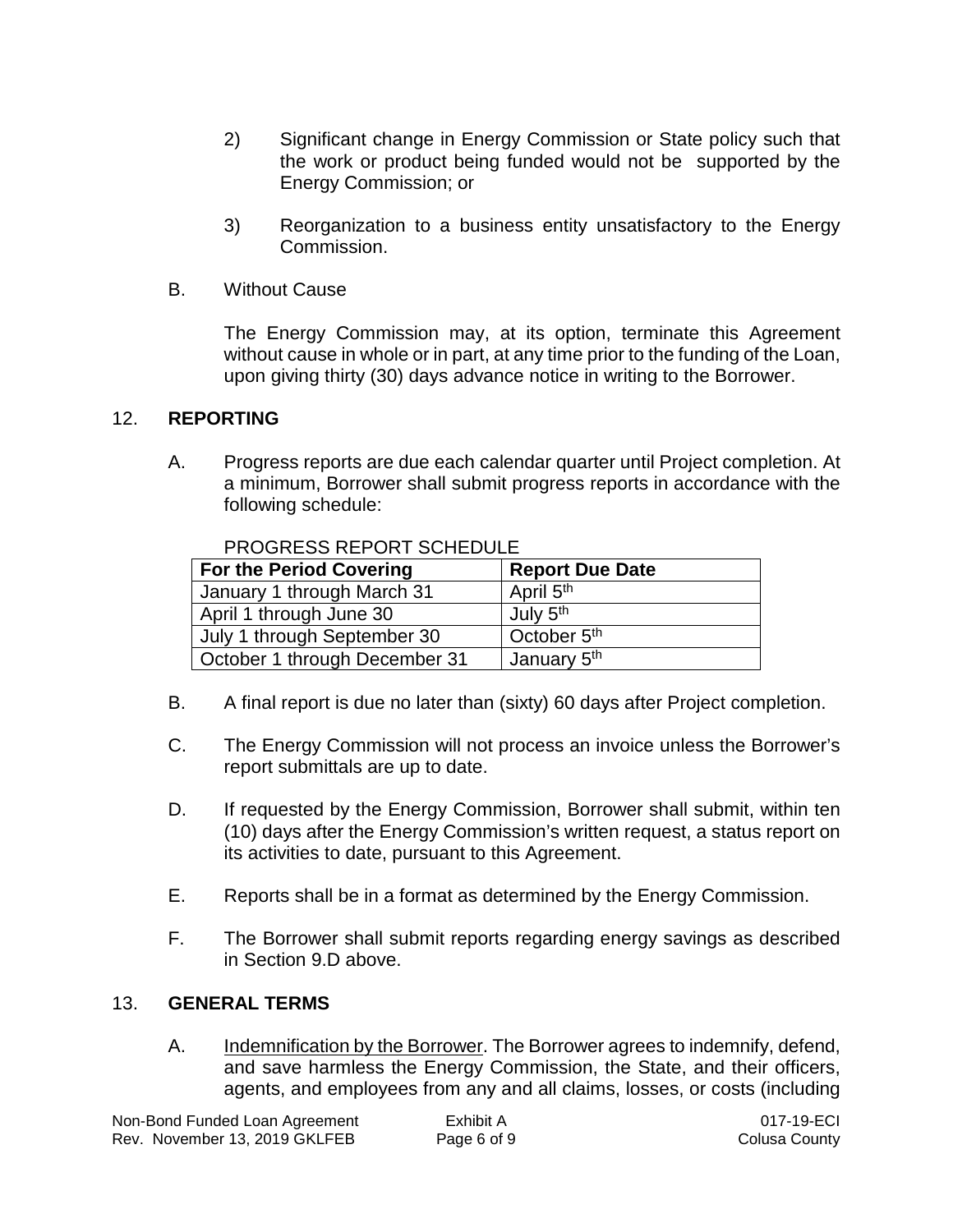2) Significant change in Energy Commission or State policy such that the work or product being funded would not be supported by the Energy Commission; or

3) Reorganization to a business entity unsatisfactory to the Energy Commission.

B. Without Cause

The Energy Commission may, at its option, terminate this Agreement without cause in whole or in part, at any time prior to the funding of the Loan, upon giving thirty (30) days advance notice in writing to the Borrower.

## 12. REPORTING

A. Progress reports are due each calendar quarter until Project completion. At a minimum, Borrower shall submit progress reports in accordance with the following schedule:

PROGRESS REPORT SCHEDULE

| For the Period Covering | Report Due Date |
|---|---|
| January 1 through March 31 | April 5th |
| April 1 through June 30 | July 5th |
| July 1 through September 30 | October 5th |
| October 1 through December 31 | January 5th |

B. A final report is due no later than (sixty) 60 days after Project completion.

C. The Energy Commission will not process an invoice unless the Borrower's report submittals are up to date.

D. If requested by the Energy Commission, Borrower shall submit, within ten (10) days after the Energy Commission's written request, a status report on its activities to date, pursuant to this Agreement.

E. Reports shall be in a format as determined by the Energy Commission.

F. The Borrower shall submit reports regarding energy savings as described in Section 9.D above.

## 13. GENERAL TERMS

A. Indemnification by the Borrower. The Borrower agrees to indemnify, defend, and save harmless the Energy Commission, the State, and their officers, agents, and employees from any and all claims, losses, or costs (including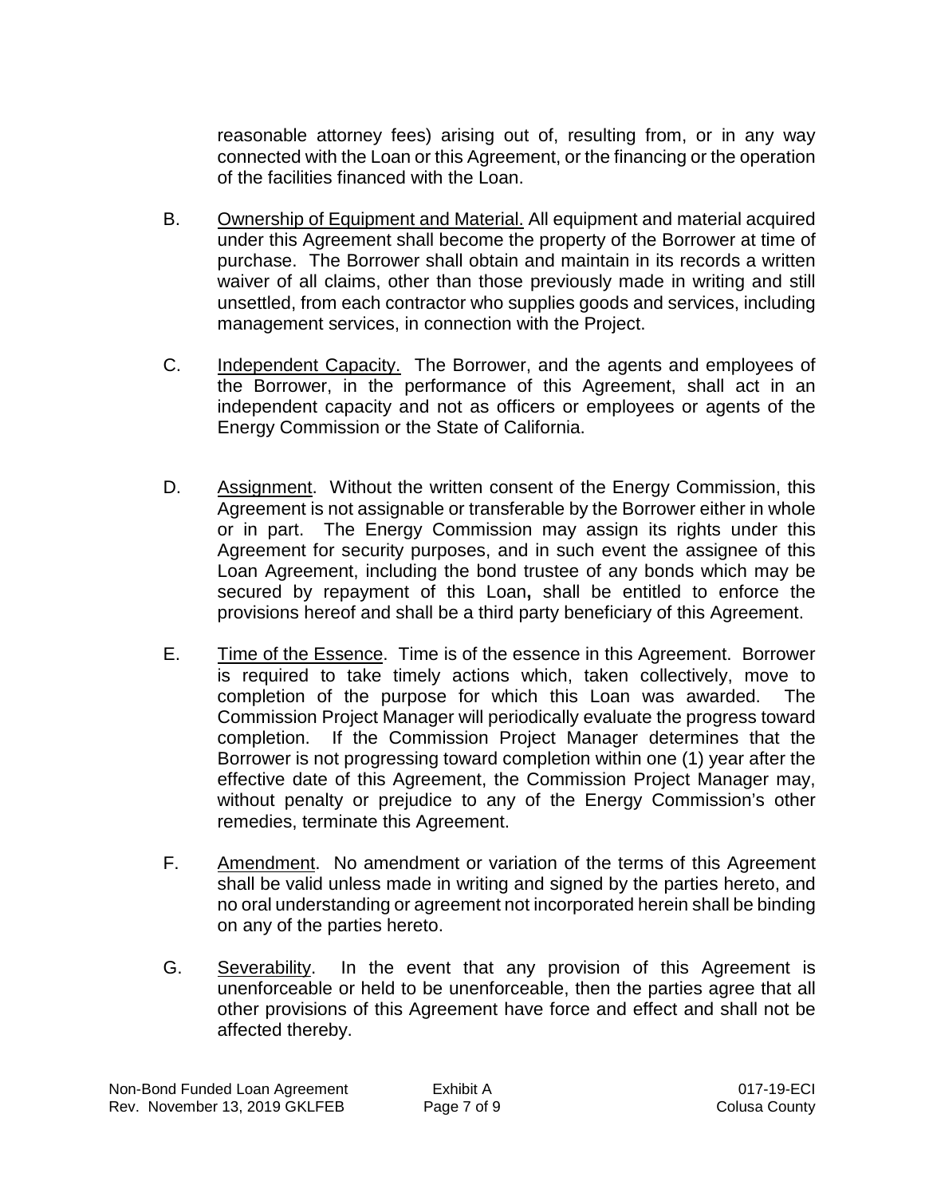reasonable attorney fees) arising out of, resulting from, or in any way connected with the Loan or this Agreement, or the financing or the operation of the facilities financed with the Loan.

B. Ownership of Equipment and Material. All equipment and material acquired under this Agreement shall become the property of the Borrower at time of purchase. The Borrower shall obtain and maintain in its records a written waiver of all claims, other than those previously made in writing and still unsettled, from each contractor who supplies goods and services, including management services, in connection with the Project.

C. Independent Capacity. The Borrower, and the agents and employees of the Borrower, in the performance of this Agreement, shall act in an independent capacity and not as officers or employees or agents of the Energy Commission or the State of California.

D. Assignment. Without the written consent of the Energy Commission, this Agreement is not assignable or transferable by the Borrower either in whole or in part. The Energy Commission may assign its rights under this Agreement for security purposes, and in such event the assignee of this Loan Agreement, including the bond trustee of any bonds which may be secured by repayment of this Loan**,** shall be entitled to enforce the provisions hereof and shall be a third party beneficiary of this Agreement.

E. Time of the Essence. Time is of the essence in this Agreement. Borrower is required to take timely actions which, taken collectively, move to completion of the purpose for which this Loan was awarded. The Commission Project Manager will periodically evaluate the progress toward completion. If the Commission Project Manager determines that the Borrower is not progressing toward completion within one (1) year after the effective date of this Agreement, the Commission Project Manager may, without penalty or prejudice to any of the Energy Commission's other remedies, terminate this Agreement.

F. Amendment. No amendment or variation of the terms of this Agreement shall be valid unless made in writing and signed by the parties hereto, and no oral understanding or agreement not incorporated herein shall be binding on any of the parties hereto.

G. Severability. In the event that any provision of this Agreement is unenforceable or held to be unenforceable, then the parties agree that all other provisions of this Agreement have force and effect and shall not be affected thereby.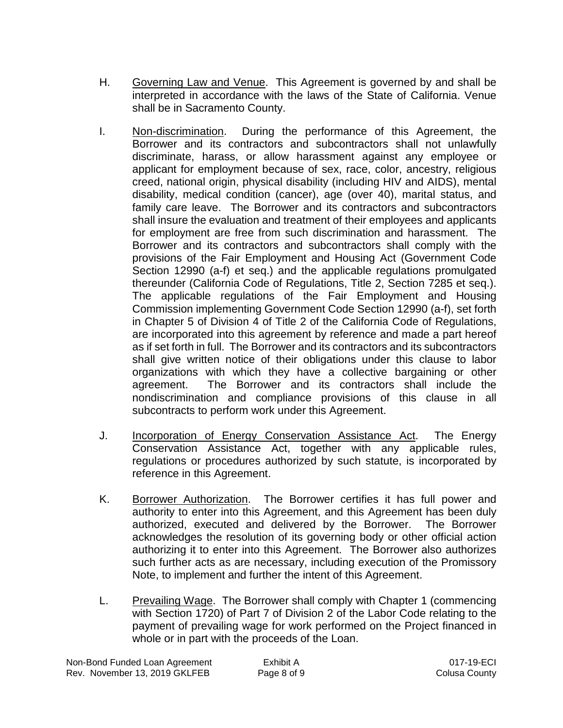H. <u>Governing Law and Venue</u>. This Agreement is governed by and shall be interpreted in accordance with the laws of the State of California. Venue shall be in Sacramento County.

I. <u>Non-discrimination</u>. During the performance of this Agreement, the Borrower and its contractors and subcontractors shall not unlawfully discriminate, harass, or allow harassment against any employee or applicant for employment because of sex, race, color, ancestry, religious creed, national origin, physical disability (including HIV and AIDS), mental disability, medical condition (cancer), age (over 40), marital status, and family care leave. The Borrower and its contractors and subcontractors shall insure the evaluation and treatment of their employees and applicants for employment are free from such discrimination and harassment. The Borrower and its contractors and subcontractors shall comply with the provisions of the Fair Employment and Housing Act (Government Code Section 12990 (a-f) et seq.) and the applicable regulations promulgated thereunder (California Code of Regulations, Title 2, Section 7285 et seq.). The applicable regulations of the Fair Employment and Housing Commission implementing Government Code Section 12990 (a-f), set forth in Chapter 5 of Division 4 of Title 2 of the California Code of Regulations, are incorporated into this agreement by reference and made a part hereof as if set forth in full. The Borrower and its contractors and its subcontractors shall give written notice of their obligations under this clause to labor organizations with which they have a collective bargaining or other agreement. The Borrower and its contractors shall include the nondiscrimination and compliance provisions of this clause in all subcontracts to perform work under this Agreement.

J. <u>Incorporation of Energy Conservation Assistance Act</u>. The Energy Conservation Assistance Act, together with any applicable rules, regulations or procedures authorized by such statute, is incorporated by reference in this Agreement.

K. <u>Borrower Authorization</u>. The Borrower certifies it has full power and authority to enter into this Agreement, and this Agreement has been duly authorized, executed and delivered by the Borrower. The Borrower acknowledges the resolution of its governing body or other official action authorizing it to enter into this Agreement. The Borrower also authorizes such further acts as are necessary, including execution of the Promissory Note, to implement and further the intent of this Agreement.

L. <u>Prevailing Wage</u>. The Borrower shall comply with Chapter 1 (commencing with Section 1720) of Part 7 of Division 2 of the Labor Code relating to the payment of prevailing wage for work performed on the Project financed in whole or in part with the proceeds of the Loan.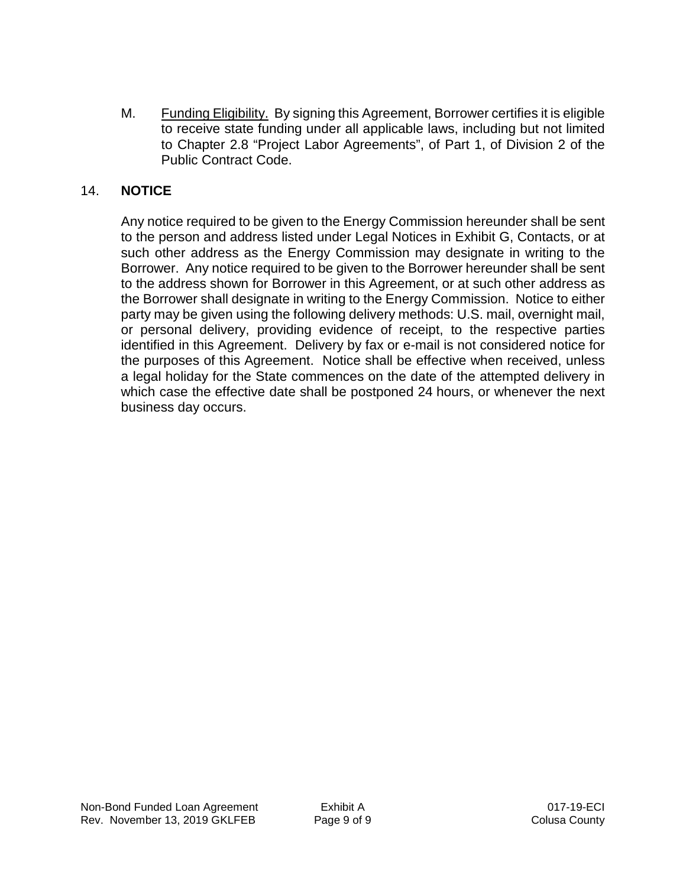M. Funding Eligibility. By signing this Agreement, Borrower certifies it is eligible to receive state funding under all applicable laws, including but not limited to Chapter 2.8 "Project Labor Agreements", of Part 1, of Division 2 of the Public Contract Code.

## 14. NOTICE

Any notice required to be given to the Energy Commission hereunder shall be sent to the person and address listed under Legal Notices in Exhibit G, Contacts, or at such other address as the Energy Commission may designate in writing to the Borrower. Any notice required to be given to the Borrower hereunder shall be sent to the address shown for Borrower in this Agreement, or at such other address as the Borrower shall designate in writing to the Energy Commission. Notice to either party may be given using the following delivery methods: U.S. mail, overnight mail, or personal delivery, providing evidence of receipt, to the respective parties identified in this Agreement. Delivery by fax or e-mail is not considered notice for the purposes of this Agreement. Notice shall be effective when received, unless a legal holiday for the State commences on the date of the attempted delivery in which case the effective date shall be postponed 24 hours, or whenever the next business day occurs.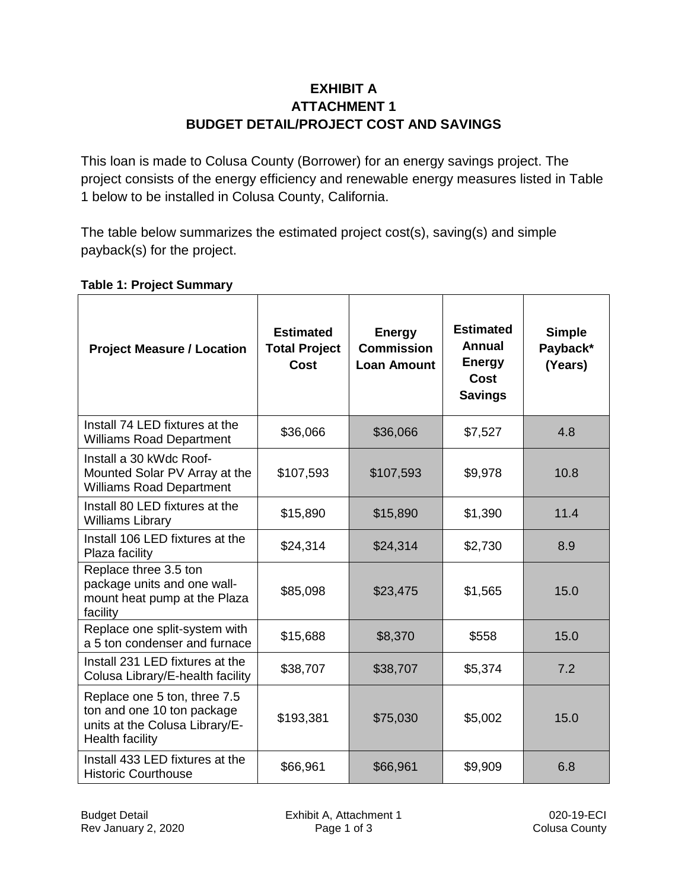# EXHIBIT A
# ATTACHMENT 1
# BUDGET DETAIL/PROJECT COST AND SAVINGS

This loan is made to Colusa County (Borrower) for an energy savings project. The project consists of the energy efficiency and renewable energy measures listed in Table 1 below to be installed in Colusa County, California.

The table below summarizes the estimated project cost(s), saving(s) and simple payback(s) for the project.

**Table 1: Project Summary**

| Project Measure / Location | Estimated Total Project Cost | Energy Commission Loan Amount | Estimated Annual Energy Cost Savings | Simple Payback* (Years) |
|---|---|---|---|---|
| Install 74 LED fixtures at the Williams Road Department | $36,066 | $36,066 | $7,527 | 4.8 |
| Install a 30 kWdc Roof-Mounted Solar PV Array at the Williams Road Department | $107,593 | $107,593 | $9,978 | 10.8 |
| Install 80 LED fixtures at the Williams Library | $15,890 | $15,890 | $1,390 | 11.4 |
| Install 106 LED fixtures at the Plaza facility | $24,314 | $24,314 | $2,730 | 8.9 |
| Replace three 3.5 ton package units and one wall-mount heat pump at the Plaza facility | $85,098 | $23,475 | $1,565 | 15.0 |
| Replace one split-system with a 5 ton condenser and furnace | $15,688 | $8,370 | $558 | 15.0 |
| Install 231 LED fixtures at the Colusa Library/E-health facility | $38,707 | $38,707 | $5,374 | 7.2 |
| Replace one 5 ton, three 7.5 ton and one 10 ton package units at the Colusa Library/E-Health facility | $193,381 | $75,030 | $5,002 | 15.0 |
| Install 433 LED fixtures at the Historic Courthouse | $66,961 | $66,961 | $9,909 | 6.8 |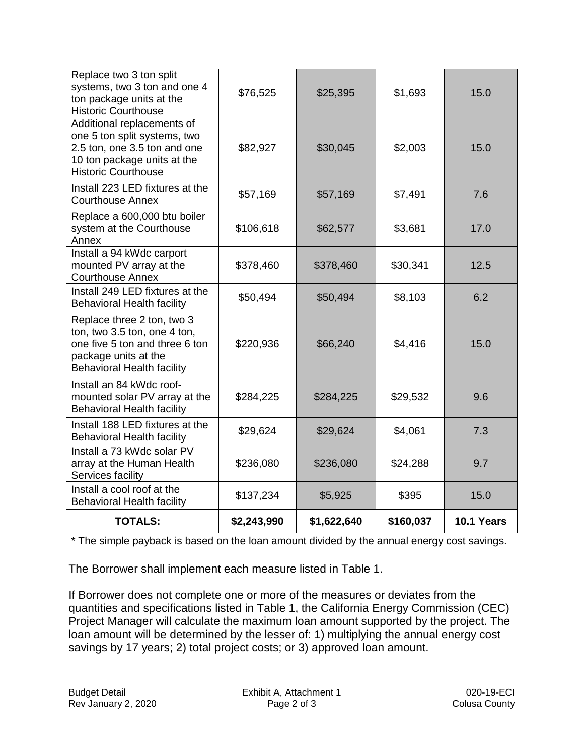| | | | | |
|---|---|---|---|---|
| Replace two 3 ton split systems, two 3 ton and one 4 ton package units at the Historic Courthouse | $76,525 | $25,395 | $1,693 | 15.0 |
| Additional replacements of one 5 ton split systems, two 2.5 ton, one 3.5 ton and one 10 ton package units at the Historic Courthouse | $82,927 | $30,045 | $2,003 | 15.0 |
| Install 223 LED fixtures at the Courthouse Annex | $57,169 | $57,169 | $7,491 | 7.6 |
| Replace a 600,000 btu boiler system at the Courthouse Annex | $106,618 | $62,577 | $3,681 | 17.0 |
| Install a 94 kWdc carport mounted PV array at the Courthouse Annex | $378,460 | $378,460 | $30,341 | 12.5 |
| Install 249 LED fixtures at the Behavioral Health facility | $50,494 | $50,494 | $8,103 | 6.2 |
| Replace three 2 ton, two 3 ton, two 3.5 ton, one 4 ton, one five 5 ton and three 6 ton package units at the Behavioral Health facility | $220,936 | $66,240 | $4,416 | 15.0 |
| Install an 84 kWdc roof-mounted solar PV array at the Behavioral Health facility | $284,225 | $284,225 | $29,532 | 9.6 |
| Install 188 LED fixtures at the Behavioral Health facility | $29,624 | $29,624 | $4,061 | 7.3 |
| Install a 73 kWdc solar PV array at the Human Health Services facility | $236,080 | $236,080 | $24,288 | 9.7 |
| Install a cool roof at the Behavioral Health facility | $137,234 | $5,925 | $395 | 15.0 |
| **TOTALS:** | **$2,243,990** | **$1,622,640** | **$160,037** | **10.1 Years** |

\* The simple payback is based on the loan amount divided by the annual energy cost savings.

The Borrower shall implement each measure listed in Table 1.

If Borrower does not complete one or more of the measures or deviates from the quantities and specifications listed in Table 1, the California Energy Commission (CEC) Project Manager will calculate the maximum loan amount supported by the project. The loan amount will be determined by the lesser of: 1) multiplying the annual energy cost savings by 17 years; 2) total project costs; or 3) approved loan amount.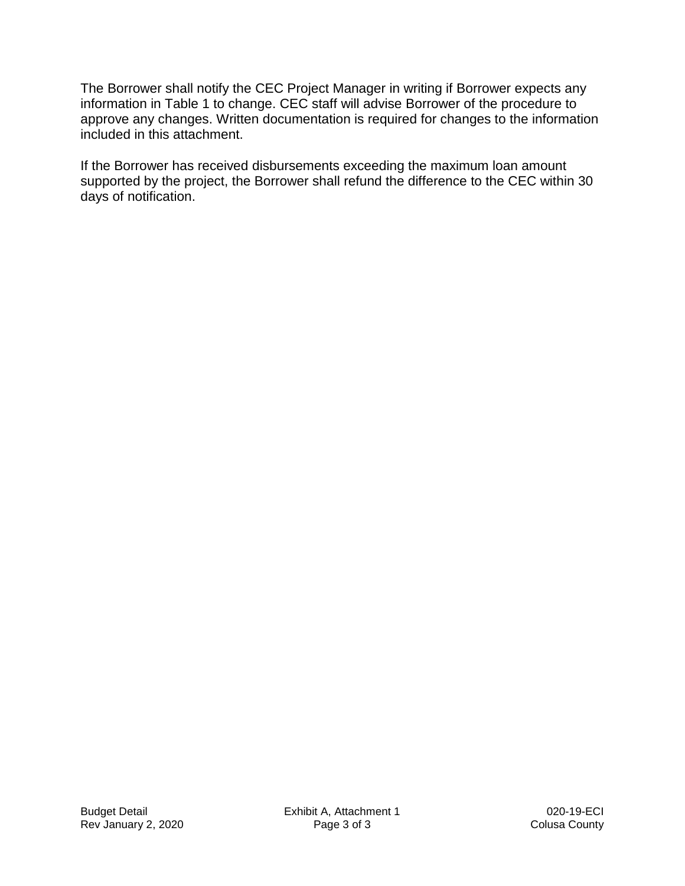The Borrower shall notify the CEC Project Manager in writing if Borrower expects any information in Table 1 to change. CEC staff will advise Borrower of the procedure to approve any changes. Written documentation is required for changes to the information included in this attachment.

If the Borrower has received disbursements exceeding the maximum loan amount supported by the project, the Borrower shall refund the difference to the CEC within 30 days of notification.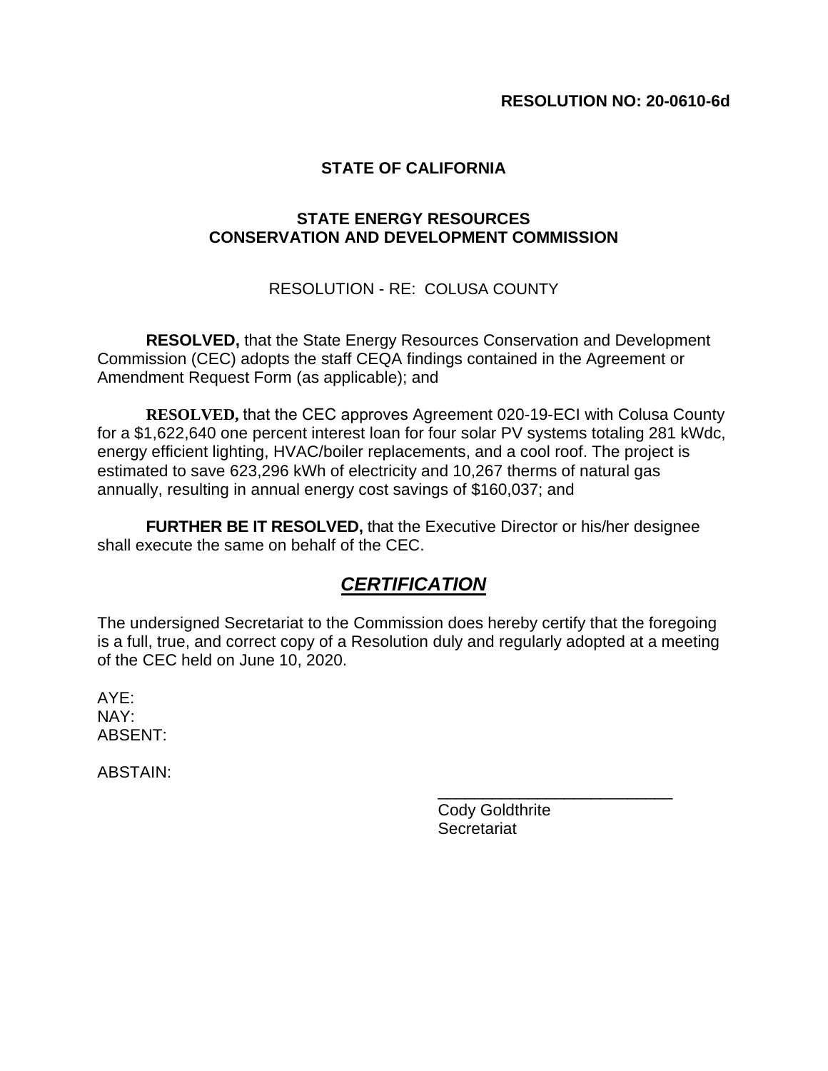**RESOLUTION NO: 20-0610-6d**

**STATE OF CALIFORNIA**

**STATE ENERGY RESOURCES
CONSERVATION AND DEVELOPMENT COMMISSION**

RESOLUTION - RE: COLUSA COUNTY

**RESOLVED,** that the State Energy Resources Conservation and Development Commission (CEC) adopts the staff CEQA findings contained in the Agreement or Amendment Request Form (as applicable); and

**RESOLVED,** that the CEC approves Agreement 020-19-ECI with Colusa County for a $1,622,640 one percent interest loan for four solar PV systems totaling 281 kWdc, energy efficient lighting, HVAC/boiler replacements, and a cool roof. The project is estimated to save 623,296 kWh of electricity and 10,267 therms of natural gas annually, resulting in annual energy cost savings of $160,037; and

**FURTHER BE IT RESOLVED,** that the Executive Director or his/her designee shall execute the same on behalf of the CEC.

## ***CERTIFICATION***

The undersigned Secretariat to the Commission does hereby certify that the foregoing is a full, true, and correct copy of a Resolution duly and regularly adopted at a meeting of the CEC held on June 10, 2020.

AYE:
NAY:
ABSENT:

ABSTAIN:

___________________________
Cody Goldthrite
Secretariat